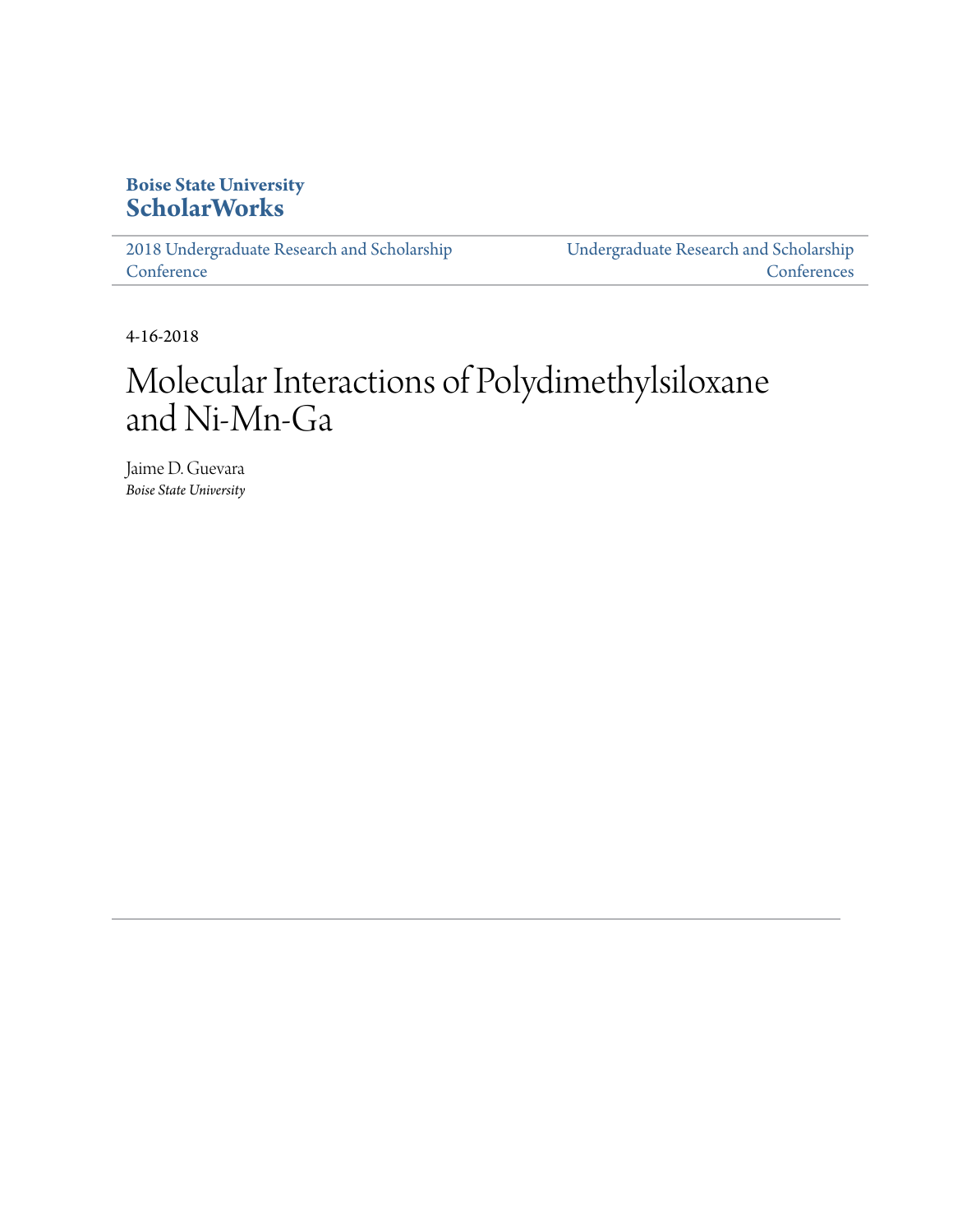**Boise State University**
**ScholarWorks**

2018 Undergraduate Research and Scholarship Conference

Undergraduate Research and Scholarship Conferences

4-16-2018

# Molecular Interactions of Polydimethylsiloxane and Ni-Mn-Ga

Jaime D. Guevara
*Boise State University*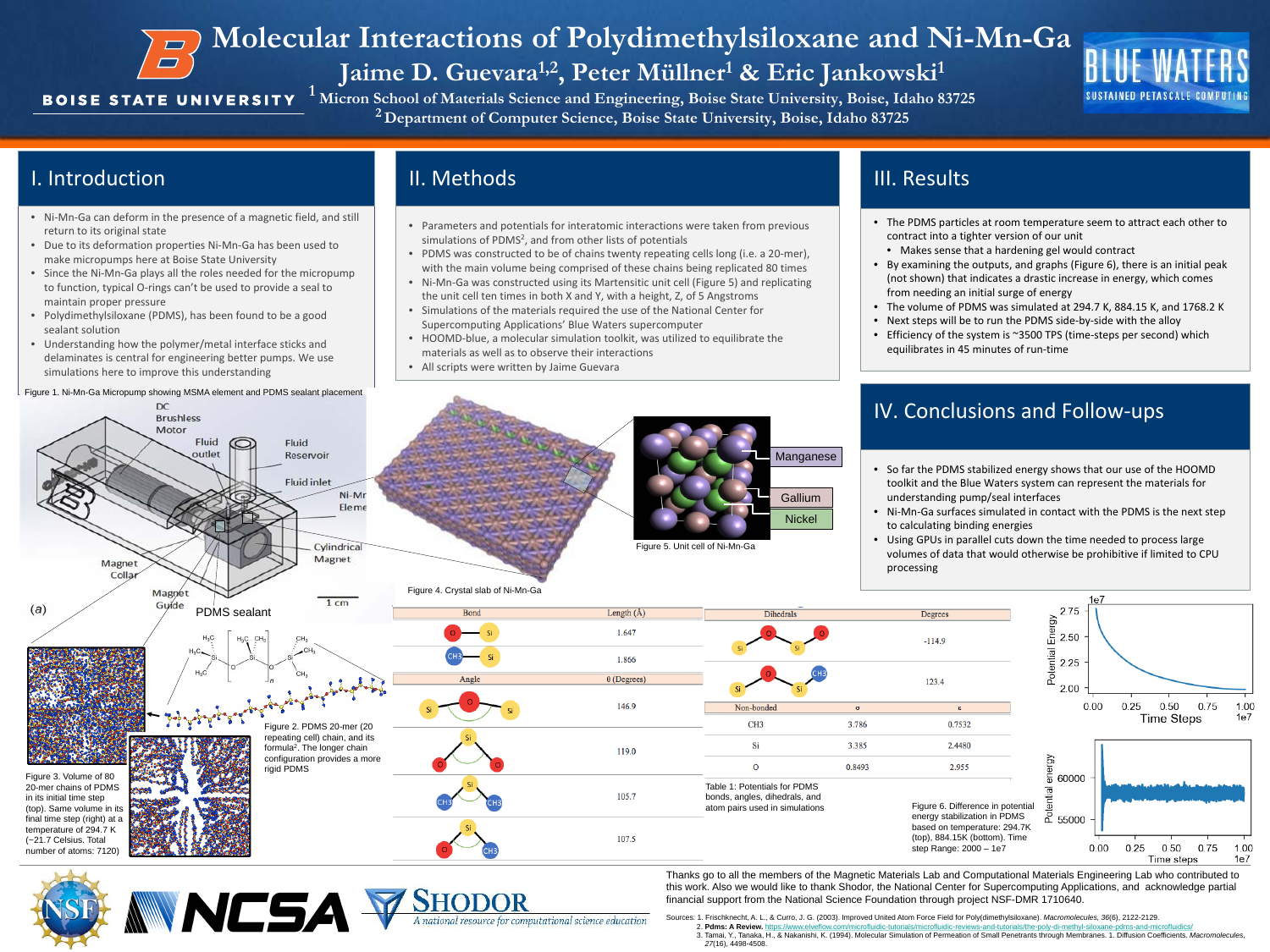# Molecular Interactions of Polydimethylsiloxane and Ni-Mn-Ga

**Jaime D. Guevara[1,2], Peter Müllner[1] & Eric Jankowski[1]**

[1] Micron School of Materials Science and Engineering, Boise State University, Boise, Idaho 83725
[2] Department of Computer Science, Boise State University, Boise, Idaho 83725

## I. Introduction

- Ni-Mn-Ga can deform in the presence of a magnetic field, and still return to its original state
- Due to its deformation properties Ni-Mn-Ga has been used to make micropumps here at Boise State University
- Since the Ni-Mn-Ga plays all the roles needed for the micropump to function, typical O-rings can't be used to provide a seal to maintain proper pressure
- Polydimethylsiloxane (PDMS), has been found to be a good sealant solution
- Understanding how the polymer/metal interface sticks and delaminates is central for engineering better pumps. We use simulations here to improve this understanding

Figure 1. Ni-Mn-Ga Micropump showing MSMA element and PDMS sealant placement

Figure 2. PDMS 20-mer (20 repeating cell) chain, and its formula[2]. The longer chain configuration provides a more rigid PDMS

Figure 3. Volume of 80 20-mer chains of PDMS in its initial time step (top). Same volume in its final time step (right) at a temperature of 294.7 K (~21.7 Celsius. Total number of atoms: 7120)

## II. Methods

- Parameters and potentials for interatomic interactions were taken from previous simulations of PDMS[2], and from other lists of potentials
- PDMS was constructed to be of chains twenty repeating cells long (i.e. a 20-mer), with the main volume being comprised of these chains being replicated 80 times
- Ni-Mn-Ga was constructed using its Martensitic unit cell (Figure 5) and replicating the unit cell ten times in both X and Y, with a height, Z, of 5 Angstroms
- Simulations of the materials required the use of the National Center for Supercomputing Applications' Blue Waters supercomputer
- HOOMD-blue, a molecular simulation toolkit, was utilized to equilibrate the materials as well as to observe their interactions
- All scripts were written by Jaime Guevara

Figure 4. Crystal slab of Ni-Mn-Ga

Figure 5. Unit cell of Ni-Mn-Ga

| Bond | Length (Å) |
|---|---|
| O – Si | 1.647 |
| CH3 – Si | 1.866 |
| **Angle** | **θ (Degrees)** |
| Si – O – Si | 146.9 |
| O – Si – O | 119.0 |
| CH3 – Si – CH3 | 105.7 |
| O – Si – CH3 | 107.5 |

| Dihedrals | Degrees |
|---|---|
| Si – O – Si – O | -114.9 |
| Si – Si – O – CH3 | 123.4 |

| Non-bonded | σ | ε |
|---|---|---|
| CH3 | 3.786 | 0.7532 |
| Si | 3.385 | 2.4480 |
| O | 0.8493 | 2.955 |

Table 1: Potentials for PDMS bonds, angles, dihedrals, and atom pairs used in simulations

## III. Results

- The PDMS particles at room temperature seem to attract each other to contract into a tighter version of our unit
  - Makes sense that a hardening gel would contract
- By examining the outputs, and graphs (Figure 6), there is an initial peak (not shown) that indicates a drastic increase in energy, which comes from needing an initial surge of energy
- The volume of PDMS was simulated at 294.7 K, 884.15 K, and 1768.2 K
- Next steps will be to run the PDMS side-by-side with the alloy
- Efficiency of the system is ~3500 TPS (time-steps per second) which equilibrates in 45 minutes of run-time

## IV. Conclusions and Follow-ups

- So far the PDMS stabilized energy shows that our use of the HOOMD toolkit and the Blue Waters system can represent the materials for understanding pump/seal interfaces
- Ni-Mn-Ga surfaces simulated in contact with the PDMS is the next step to calculating binding energies
- Using GPUs in parallel cuts down the time needed to process large volumes of data that would otherwise be prohibitive if limited to CPU processing

Potential Energy
1e7
2.75
2.50
2.25
2.00
0.00 0.25 0.50 0.75 1.00
Time Steps
1e7

Potential energy
60000
55000
0.00 0.25 0.50 0.75 1.00
Time steps
1e7

Figure 6. Difference in potential energy stabilization in PDMS based on temperature: 294.7K (top), 884.15K (bottom). Time step Range: 2000 – 1e7

Thanks go to all the members of the Magnetic Materials Lab and Computational Materials Engineering Lab who contributed to this work. Also we would like to thank Shodor, the National Center for Supercomputing Applications, and acknowledge partial financial support from the National Science Foundation through project NSF-DMR 1710640.

Sources:
1. Frischknecht, A. L., & Curro, J. G. (2003). Improved United Atom Force Field for Poly(dimethylsiloxane). *Macromolecules, 36*(6), 2122-2129.
2. **Pdms: A Review.** https://www.elveflow.com/microfluidic-tutorials/microfluidic-reviews-and-tutorials/the-poly-di-methyl-siloxane-pdms-and-microfluidics/
3. Tamai, Y., Tanaka, H., & Nakanishi, K. (1994). Molecular Simulation of Permeation of Small Penetrants through Membranes. 1. Diffusion Coefficients. *Macromolecules, 27*(16), 4498-4508.